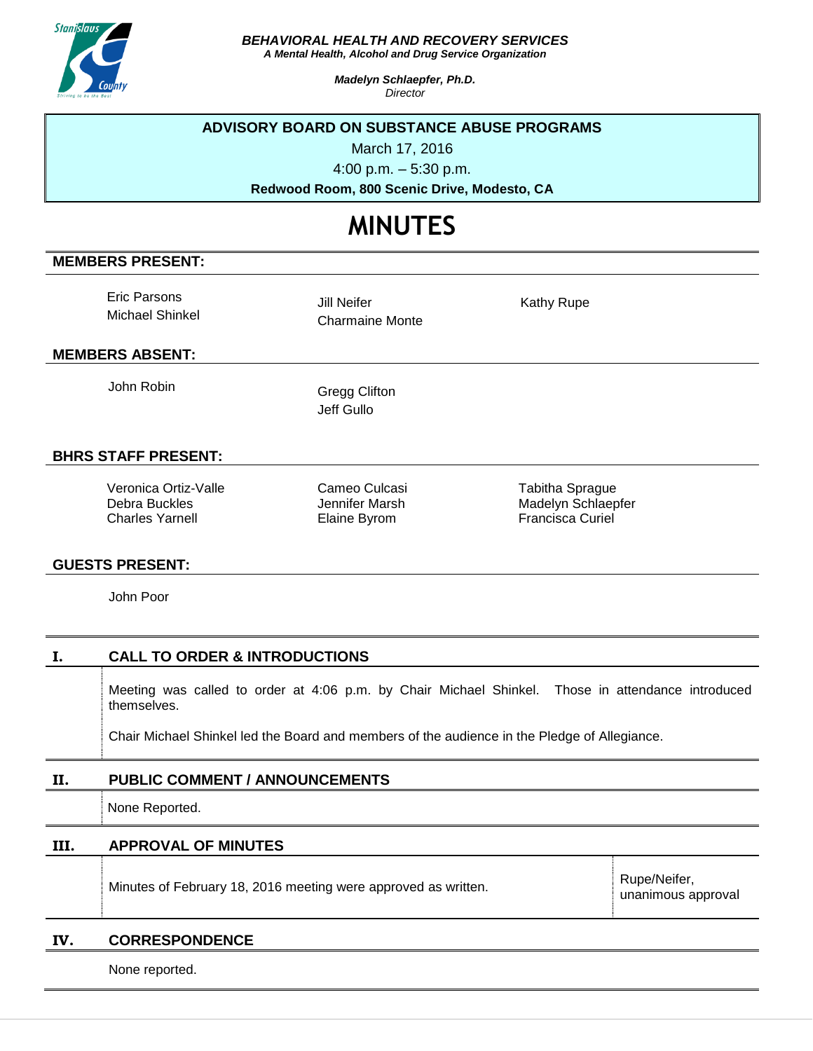***BEHAVIORAL HEALTH AND RECOVERY SERVICES***
***A Mental Health, Alcohol and Drug Service Organization***

***Madelyn Schlaepfer, Ph.D.***
*Director*

**ADVISORY BOARD ON SUBSTANCE ABUSE PROGRAMS**

March 17, 2016

4:00 p.m. – 5:30 p.m.

**Redwood Room, 800 Scenic Drive, Modesto, CA**

# MINUTES

## MEMBERS PRESENT:

Eric Parsons
Michael Shinkel
Jill Neifer
Charmaine Monte
Kathy Rupe

## MEMBERS ABSENT:

John Robin
Gregg Clifton
Jeff Gullo

## BHRS STAFF PRESENT:

Veronica Ortiz-Valle
Debra Buckles
Charles Yarnell
Cameo Culcasi
Jennifer Marsh
Elaine Byrom
Tabitha Sprague
Madelyn Schlaepfer
Francisca Curiel

## GUESTS PRESENT:

John Poor

## I. CALL TO ORDER & INTRODUCTIONS

Meeting was called to order at 4:06 p.m. by Chair Michael Shinkel. Those in attendance introduced themselves.

Chair Michael Shinkel led the Board and members of the audience in the Pledge of Allegiance.

## II. PUBLIC COMMENT / ANNOUNCEMENTS

None Reported.

## III. APPROVAL OF MINUTES

| | |
|---|---|
| Minutes of February 18, 2016 meeting were approved as written. | Rupe/Neifer, unanimous approval |

## IV. CORRESPONDENCE

None reported.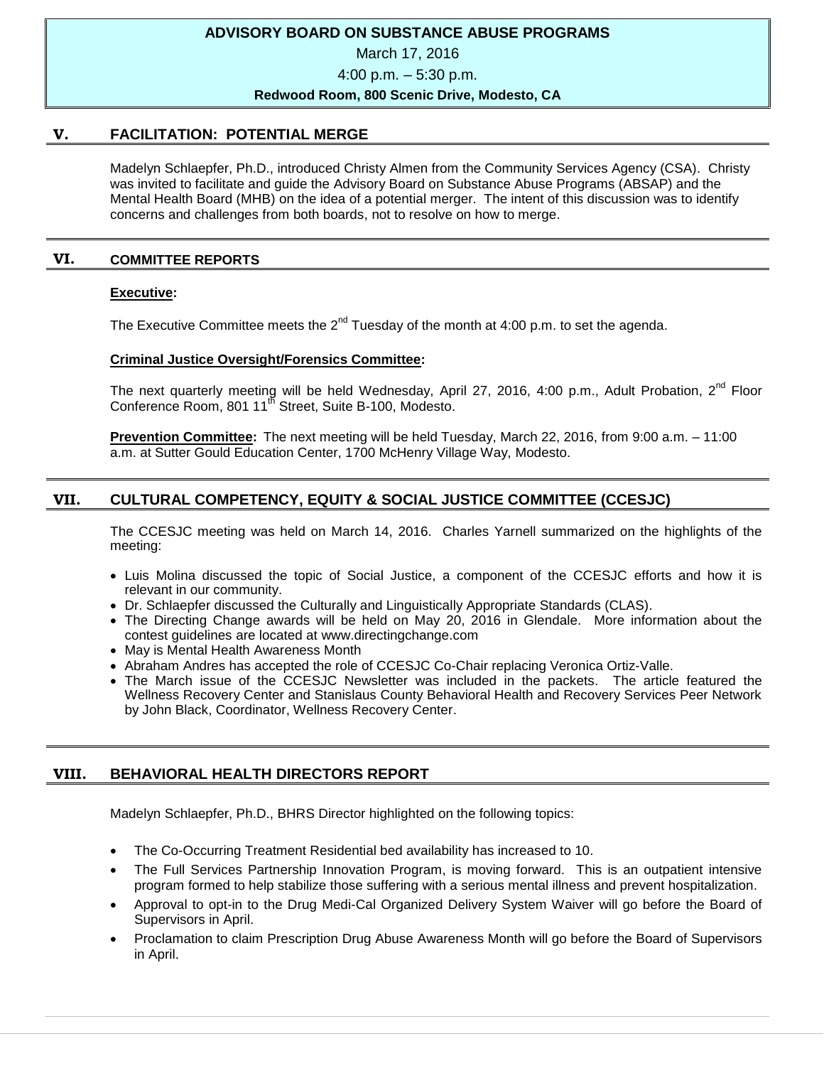**ADVISORY BOARD ON SUBSTANCE ABUSE PROGRAMS**

March 17, 2016

4:00 p.m. – 5:30 p.m.

**Redwood Room, 800 Scenic Drive, Modesto, CA**

## V. FACILITATION: POTENTIAL MERGE

Madelyn Schlaepfer, Ph.D., introduced Christy Almen from the Community Services Agency (CSA). Christy was invited to facilitate and guide the Advisory Board on Substance Abuse Programs (ABSAP) and the Mental Health Board (MHB) on the idea of a potential merger. The intent of this discussion was to identify concerns and challenges from both boards, not to resolve on how to merge.

## VI. COMMITTEE REPORTS

**Executive:**

The Executive Committee meets the 2nd Tuesday of the month at 4:00 p.m. to set the agenda.

**Criminal Justice Oversight/Forensics Committee:**

The next quarterly meeting will be held Wednesday, April 27, 2016, 4:00 p.m., Adult Probation, 2nd Floor Conference Room, 801 11th Street, Suite B-100, Modesto.

**Prevention Committee:** The next meeting will be held Tuesday, March 22, 2016, from 9:00 a.m. – 11:00 a.m. at Sutter Gould Education Center, 1700 McHenry Village Way, Modesto.

## VII. CULTURAL COMPETENCY, EQUITY & SOCIAL JUSTICE COMMITTEE (CCESJC)

The CCESJC meeting was held on March 14, 2016. Charles Yarnell summarized on the highlights of the meeting:

- Luis Molina discussed the topic of Social Justice, a component of the CCESJC efforts and how it is relevant in our community.
- Dr. Schlaepfer discussed the Culturally and Linguistically Appropriate Standards (CLAS).
- The Directing Change awards will be held on May 20, 2016 in Glendale. More information about the contest guidelines are located at www.directingchange.com
- May is Mental Health Awareness Month
- Abraham Andres has accepted the role of CCESJC Co-Chair replacing Veronica Ortiz-Valle.
- The March issue of the CCESJC Newsletter was included in the packets. The article featured the Wellness Recovery Center and Stanislaus County Behavioral Health and Recovery Services Peer Network by John Black, Coordinator, Wellness Recovery Center.

## VIII. BEHAVIORAL HEALTH DIRECTORS REPORT

Madelyn Schlaepfer, Ph.D., BHRS Director highlighted on the following topics:

- The Co-Occurring Treatment Residential bed availability has increased to 10.
- The Full Services Partnership Innovation Program, is moving forward. This is an outpatient intensive program formed to help stabilize those suffering with a serious mental illness and prevent hospitalization.
- Approval to opt-in to the Drug Medi-Cal Organized Delivery System Waiver will go before the Board of Supervisors in April.
- Proclamation to claim Prescription Drug Abuse Awareness Month will go before the Board of Supervisors in April.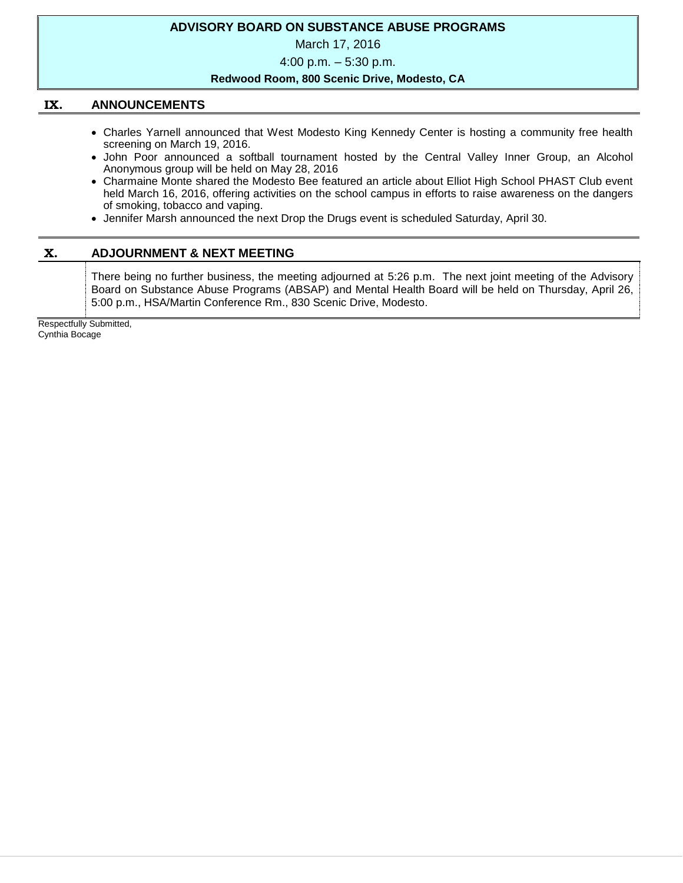**ADVISORY BOARD ON SUBSTANCE ABUSE PROGRAMS**

March 17, 2016

4:00 p.m. – 5:30 p.m.

**Redwood Room, 800 Scenic Drive, Modesto, CA**

## IX. ANNOUNCEMENTS

- Charles Yarnell announced that West Modesto King Kennedy Center is hosting a community free health screening on March 19, 2016.
- John Poor announced a softball tournament hosted by the Central Valley Inner Group, an Alcohol Anonymous group will be held on May 28, 2016
- Charmaine Monte shared the Modesto Bee featured an article about Elliot High School PHAST Club event held March 16, 2016, offering activities on the school campus in efforts to raise awareness on the dangers of smoking, tobacco and vaping.
- Jennifer Marsh announced the next Drop the Drugs event is scheduled Saturday, April 30.

## X. ADJOURNMENT & NEXT MEETING

There being no further business, the meeting adjourned at 5:26 p.m. The next joint meeting of the Advisory Board on Substance Abuse Programs (ABSAP) and Mental Health Board will be held on Thursday, April 26, 5:00 p.m., HSA/Martin Conference Rm., 830 Scenic Drive, Modesto.

Respectfully Submitted,
Cynthia Bocage